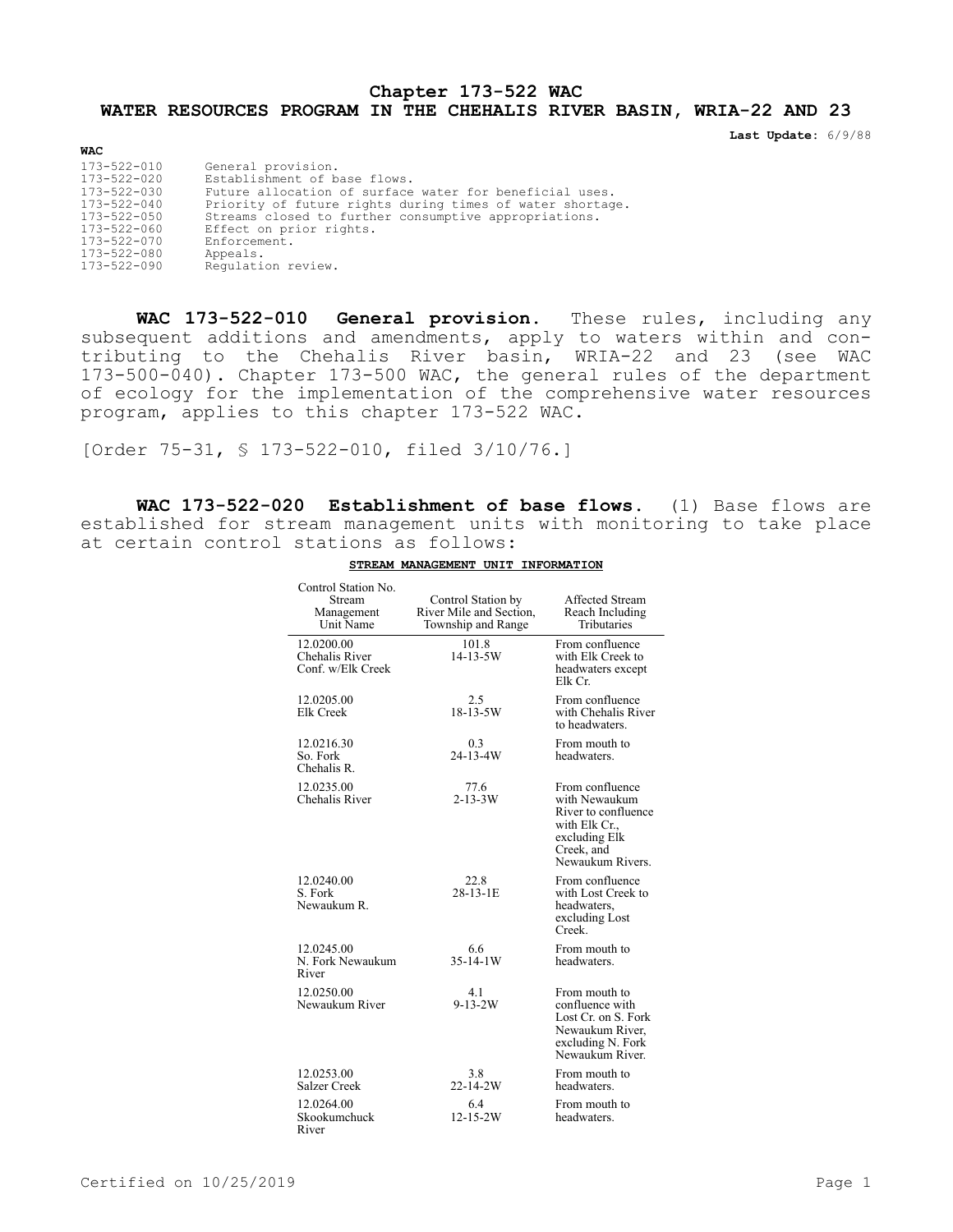# Chapter 173-522 WAC

# WATER RESOURCES PROGRAM IN THE CHEHALIS RIVER BASIN, WRIA-22 AND 23

**Last Update:** 6/9/88

**WAC**

| | |
|---|---|
| 173-522-010 | General provision. |
| 173-522-020 | Establishment of base flows. |
| 173-522-030 | Future allocation of surface water for beneficial uses. |
| 173-522-040 | Priority of future rights during times of water shortage. |
| 173-522-050 | Streams closed to further consumptive appropriations. |
| 173-522-060 | Effect on prior rights. |
| 173-522-070 | Enforcement. |
| 173-522-080 | Appeals. |
| 173-522-090 | Regulation review. |

**WAC 173-522-010 General provision.** These rules, including any subsequent additions and amendments, apply to waters within and contributing to the Chehalis River basin, WRIA-22 and 23 (see WAC 173-500-040). Chapter 173-500 WAC, the general rules of the department of ecology for the implementation of the comprehensive water resources program, applies to this chapter 173-522 WAC.

[Order 75-31, § 173-522-010, filed 3/10/76.]

**WAC 173-522-020 Establishment of base flows.** (1) Base flows are established for stream management units with monitoring to take place at certain control stations as follows:

**STREAM MANAGEMENT UNIT INFORMATION**

| Control Station No. Stream Management Unit Name | Control Station by River Mile and Section, Township and Range | Affected Stream Reach Including Tributaries |
|---|---|---|
| 12.0200.00 Chehalis River Conf. w/Elk Creek | 101.8 14-13-5W | From confluence with Elk Creek to headwaters except Elk Cr. |
| 12.0205.00 Elk Creek | 2.5 18-13-5W | From confluence with Chehalis River to headwaters. |
| 12.0216.30 So. Fork Chehalis R. | 0.3 24-13-4W | From mouth to headwaters. |
| 12.0235.00 Chehalis River | 77.6 2-13-3W | From confluence with Newaukum River to confluence with Elk Cr., excluding Elk Creek, and Newaukum Rivers. |
| 12.0240.00 S. Fork Newaukum R. | 22.8 28-13-1E | From confluence with Lost Creek to headwaters, excluding Lost Creek. |
| 12.0245.00 N. Fork Newaukum River | 6.6 35-14-1W | From mouth to headwaters. |
| 12.0250.00 Newaukum River | 4.1 9-13-2W | From mouth to confluence with Lost Cr. on S. Fork Newaukum River, excluding N. Fork Newaukum River. |
| 12.0253.00 Salzer Creek | 3.8 22-14-2W | From mouth to headwaters. |
| 12.0264.00 Skookumchuck River | 6.4 12-15-2W | From mouth to headwaters. |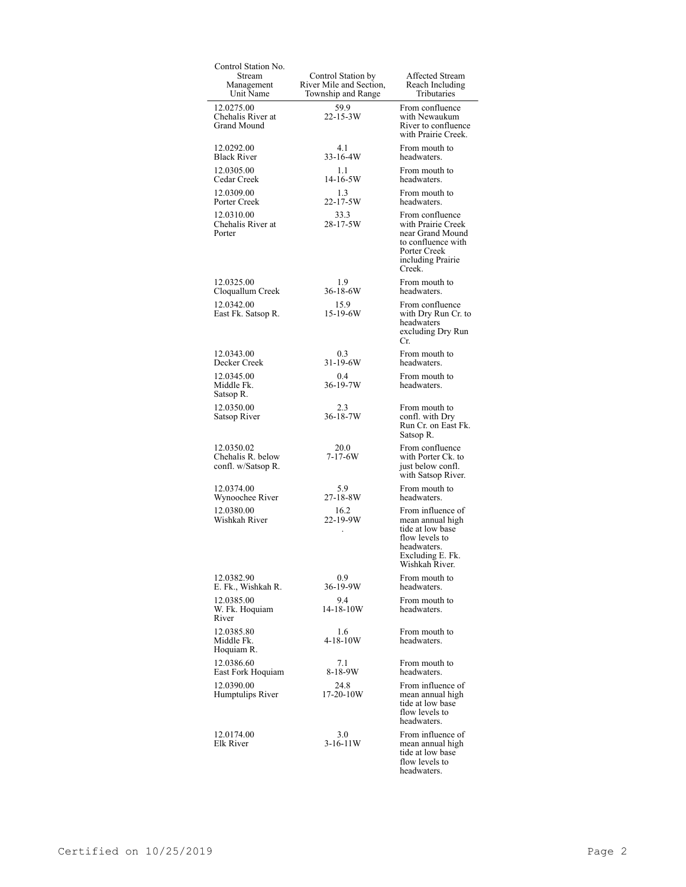| Control Station No. Stream Management Unit Name | Control Station by River Mile and Section, Township and Range | Affected Stream Reach Including Tributaries |
|---|---|---|
| 12.0275.00 Chehalis River at Grand Mound | 59.9 22-15-3W | From confluence with Newaukum River to confluence with Prairie Creek. |
| 12.0292.00 Black River | 4.1 33-16-4W | From mouth to headwaters. |
| 12.0305.00 Cedar Creek | 1.1 14-16-5W | From mouth to headwaters. |
| 12.0309.00 Porter Creek | 1.3 22-17-5W | From mouth to headwaters. |
| 12.0310.00 Chehalis River at Porter | 33.3 28-17-5W | From confluence with Prairie Creek near Grand Mound to confluence with Porter Creek including Prairie Creek. |
| 12.0325.00 Cloquallum Creek | 1.9 36-18-6W | From mouth to headwaters. |
| 12.0342.00 East Fk. Satsop R. | 15.9 15-19-6W | From confluence with Dry Run Cr. to headwaters excluding Dry Run Cr. |
| 12.0343.00 Decker Creek | 0.3 31-19-6W | From mouth to headwaters. |
| 12.0345.00 Middle Fk. Satsop R. | 0.4 36-19-7W | From mouth to headwaters. |
| 12.0350.00 Satsop River | 2.3 36-18-7W | From mouth to confl. with Dry Run Cr. on East Fk. Satsop R. |
| 12.0350.02 Chehalis R. below confl. w/Satsop R. | 20.0 7-17-6W | From confluence with Porter Ck. to just below confl. with Satsop River. |
| 12.0374.00 Wynoochee River | 5.9 27-18-8W | From mouth to headwaters. |
| 12.0380.00 Wishkah River | 16.2 22-19-9W . | From influence of mean annual high tide at low base flow levels to headwaters. Excluding E. Fk. Wishkah River. |
| 12.0382.90 E. Fk., Wishkah R. | 0.9 36-19-9W | From mouth to headwaters. |
| 12.0385.00 W. Fk. Hoquiam River | 9.4 14-18-10W | From mouth to headwaters. |
| 12.0385.80 Middle Fk. Hoquiam R. | 1.6 4-18-10W | From mouth to headwaters. |
| 12.0386.60 East Fork Hoquiam | 7.1 8-18-9W | From mouth to headwaters. |
| 12.0390.00 Humptulips River | 24.8 17-20-10W | From influence of mean annual high tide at low base flow levels to headwaters. |
| 12.0174.00 Elk River | 3.0 3-16-11W | From influence of mean annual high tide at low base flow levels to headwaters. |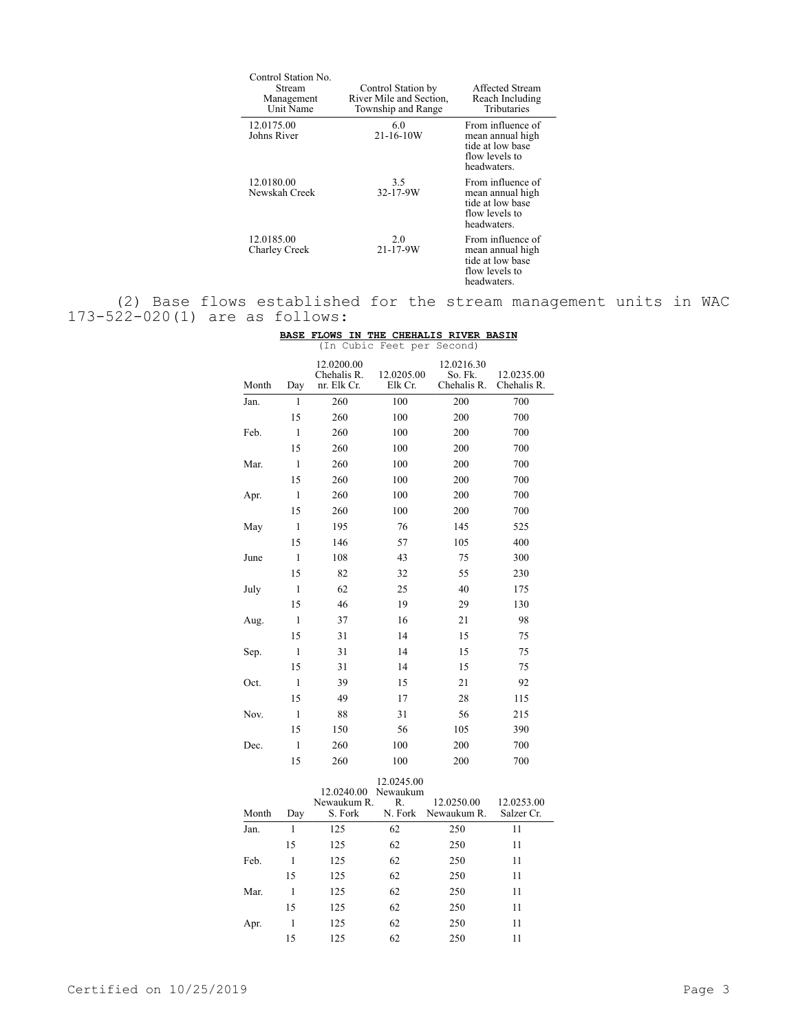| Control Station No. Stream Management Unit Name | Control Station by River Mile and Section, Township and Range | Affected Stream Reach Including Tributaries |
|---|---|---|
| 12.0175.00 Johns River | 6.0 21-16-10W | From influence of mean annual high tide at low base flow levels to headwaters. |
| 12.0180.00 Newskah Creek | 3.5 32-17-9W | From influence of mean annual high tide at low base flow levels to headwaters. |
| 12.0185.00 Charley Creek | 2.0 21-17-9W | From influence of mean annual high tide at low base flow levels to headwaters. |

(2) Base flows established for the stream management units in WAC 173-522-020(1) are as follows:

**BASE FLOWS IN THE CHEHALIS RIVER BASIN**
(In Cubic Feet per Second)

| Month | Day | 12.0200.00 Chehalis R. nr. Elk Cr. | 12.0205.00 Elk Cr. | 12.0216.30 So. Fk. Chehalis R. | 12.0235.00 Chehalis R. |
|---|---|---|---|---|---|
| Jan. | 1 | 260 | 100 | 200 | 700 |
| | 15 | 260 | 100 | 200 | 700 |
| Feb. | 1 | 260 | 100 | 200 | 700 |
| | 15 | 260 | 100 | 200 | 700 |
| Mar. | 1 | 260 | 100 | 200 | 700 |
| | 15 | 260 | 100 | 200 | 700 |
| Apr. | 1 | 260 | 100 | 200 | 700 |
| | 15 | 260 | 100 | 200 | 700 |
| May | 1 | 195 | 76 | 145 | 525 |
| | 15 | 146 | 57 | 105 | 400 |
| June | 1 | 108 | 43 | 75 | 300 |
| | 15 | 82 | 32 | 55 | 230 |
| July | 1 | 62 | 25 | 40 | 175 |
| | 15 | 46 | 19 | 29 | 130 |
| Aug. | 1 | 37 | 16 | 21 | 98 |
| | 15 | 31 | 14 | 15 | 75 |
| Sep. | 1 | 31 | 14 | 15 | 75 |
| | 15 | 31 | 14 | 15 | 75 |
| Oct. | 1 | 39 | 15 | 21 | 92 |
| | 15 | 49 | 17 | 28 | 115 |
| Nov. | 1 | 88 | 31 | 56 | 215 |
| | 15 | 150 | 56 | 105 | 390 |
| Dec. | 1 | 260 | 100 | 200 | 700 |
| | 15 | 260 | 100 | 200 | 700 |

| Month | Day | 12.0240.00 Newaukum R. S. Fork | 12.0245.00 Newaukum R. N. Fork | 12.0250.00 Newaukum R. | 12.0253.00 Salzer Cr. |
|---|---|---|---|---|---|
| Jan. | 1 | 125 | 62 | 250 | 11 |
| | 15 | 125 | 62 | 250 | 11 |
| Feb. | 1 | 125 | 62 | 250 | 11 |
| | 15 | 125 | 62 | 250 | 11 |
| Mar. | 1 | 125 | 62 | 250 | 11 |
| | 15 | 125 | 62 | 250 | 11 |
| Apr. | 1 | 125 | 62 | 250 | 11 |
| | 15 | 125 | 62 | 250 | 11 |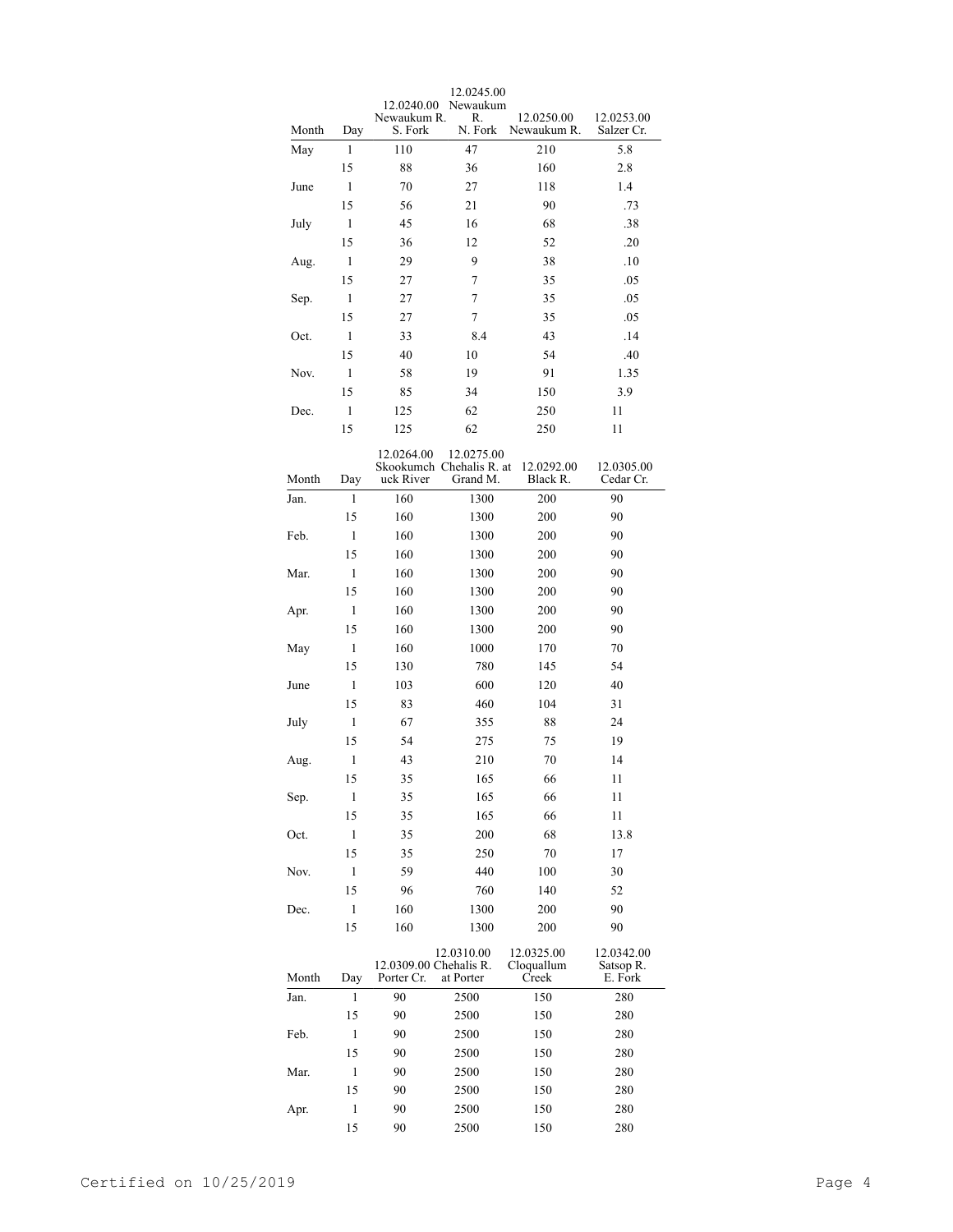| Month | Day | 12.0240.00 Newaukum R. S. Fork | 12.0245.00 Newaukum R. N. Fork | 12.0250.00 Newaukum R. | 12.0253.00 Salzer Cr. |
|---|---|---|---|---|---|
| May | 1 | 110 | 47 | 210 | 5.8 |
| | 15 | 88 | 36 | 160 | 2.8 |
| June | 1 | 70 | 27 | 118 | 1.4 |
| | 15 | 56 | 21 | 90 | .73 |
| July | 1 | 45 | 16 | 68 | .38 |
| | 15 | 36 | 12 | 52 | .20 |
| Aug. | 1 | 29 | 9 | 38 | .10 |
| | 15 | 27 | 7 | 35 | .05 |
| Sep. | 1 | 27 | 7 | 35 | .05 |
| | 15 | 27 | 7 | 35 | .05 |
| Oct. | 1 | 33 | 8.4 | 43 | .14 |
| | 15 | 40 | 10 | 54 | .40 |
| Nov. | 1 | 58 | 19 | 91 | 1.35 |
| | 15 | 85 | 34 | 150 | 3.9 |
| Dec. | 1 | 125 | 62 | 250 | 11 |
| | 15 | 125 | 62 | 250 | 11 |

| Month | Day | 12.0264.00 Skookumchuck River | 12.0275.00 Chehalis R. at Grand M. | 12.0292.00 Black R. | 12.0305.00 Cedar Cr. |
|---|---|---|---|---|---|
| Jan. | 1 | 160 | 1300 | 200 | 90 |
| | 15 | 160 | 1300 | 200 | 90 |
| Feb. | 1 | 160 | 1300 | 200 | 90 |
| | 15 | 160 | 1300 | 200 | 90 |
| Mar. | 1 | 160 | 1300 | 200 | 90 |
| | 15 | 160 | 1300 | 200 | 90 |
| Apr. | 1 | 160 | 1300 | 200 | 90 |
| | 15 | 160 | 1300 | 200 | 90 |
| May | 1 | 160 | 1000 | 170 | 70 |
| | 15 | 130 | 780 | 145 | 54 |
| June | 1 | 103 | 600 | 120 | 40 |
| | 15 | 83 | 460 | 104 | 31 |
| July | 1 | 67 | 355 | 88 | 24 |
| | 15 | 54 | 275 | 75 | 19 |
| Aug. | 1 | 43 | 210 | 70 | 14 |
| | 15 | 35 | 165 | 66 | 11 |
| Sep. | 1 | 35 | 165 | 66 | 11 |
| | 15 | 35 | 165 | 66 | 11 |
| Oct. | 1 | 35 | 200 | 68 | 13.8 |
| | 15 | 35 | 250 | 70 | 17 |
| Nov. | 1 | 59 | 440 | 100 | 30 |
| | 15 | 96 | 760 | 140 | 52 |
| Dec. | 1 | 160 | 1300 | 200 | 90 |
| | 15 | 160 | 1300 | 200 | 90 |

| Month | Day | 12.0309.00 Porter Cr. | 12.0310.00 Chehalis R. at Porter | 12.0325.00 Cloquallum Creek | 12.0342.00 Satsop R. E. Fork |
|---|---|---|---|---|---|
| Jan. | 1 | 90 | 2500 | 150 | 280 |
| | 15 | 90 | 2500 | 150 | 280 |
| Feb. | 1 | 90 | 2500 | 150 | 280 |
| | 15 | 90 | 2500 | 150 | 280 |
| Mar. | 1 | 90 | 2500 | 150 | 280 |
| | 15 | 90 | 2500 | 150 | 280 |
| Apr. | 1 | 90 | 2500 | 150 | 280 |
| | 15 | 90 | 2500 | 150 | 280 |

Certified on 10/25/2019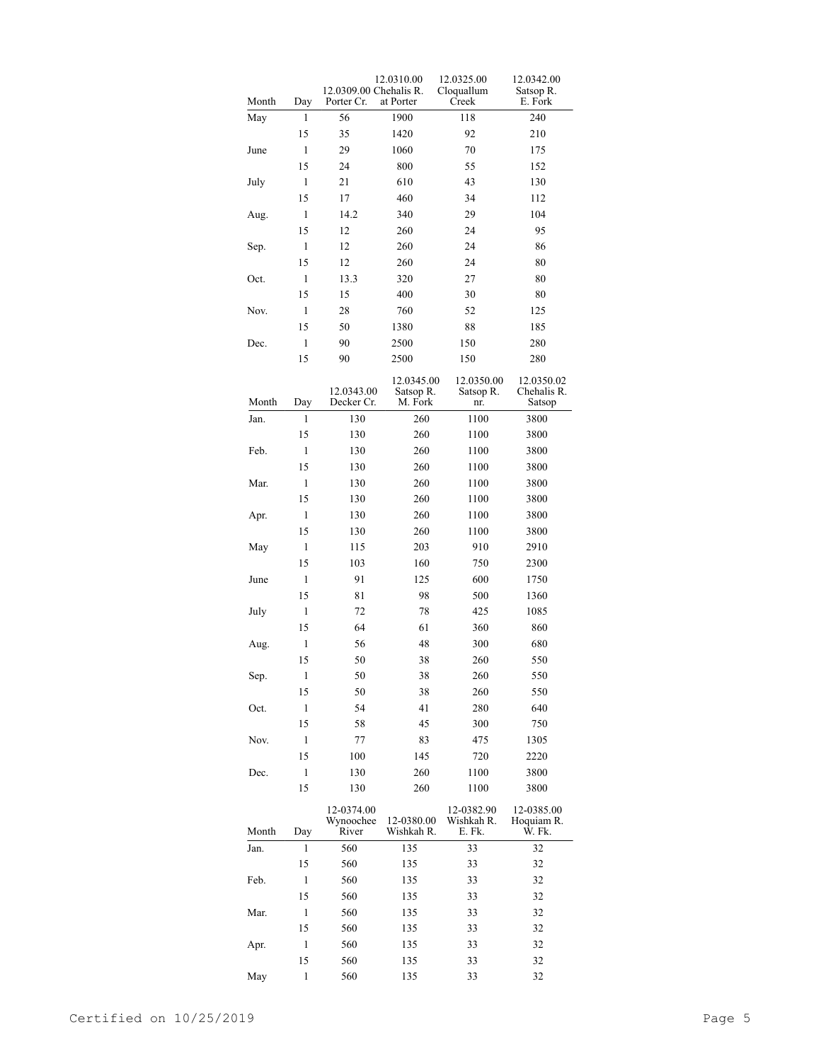| Month | Day | 12.0309.00 Porter Cr. | 12.0310.00 Chehalis R. at Porter | 12.0325.00 Cloquallum Creek | 12.0342.00 Satsop R. E. Fork |
|---|---|---|---|---|---|
| May | 1 | 56 | 1900 | 118 | 240 |
| | 15 | 35 | 1420 | 92 | 210 |
| June | 1 | 29 | 1060 | 70 | 175 |
| | 15 | 24 | 800 | 55 | 152 |
| July | 1 | 21 | 610 | 43 | 130 |
| | 15 | 17 | 460 | 34 | 112 |
| Aug. | 1 | 14.2 | 340 | 29 | 104 |
| | 15 | 12 | 260 | 24 | 95 |
| Sep. | 1 | 12 | 260 | 24 | 86 |
| | 15 | 12 | 260 | 24 | 80 |
| Oct. | 1 | 13.3 | 320 | 27 | 80 |
| | 15 | 15 | 400 | 30 | 80 |
| Nov. | 1 | 28 | 760 | 52 | 125 |
| | 15 | 50 | 1380 | 88 | 185 |
| Dec. | 1 | 90 | 2500 | 150 | 280 |
| | 15 | 90 | 2500 | 150 | 280 |

| Month | Day | 12.0343.00 Decker Cr. | 12.0345.00 Satsop R. M. Fork | 12.0350.00 Satsop R. nr. | 12.0350.02 Chehalis R. Satsop |
|---|---|---|---|---|---|
| Jan. | 1 | 130 | 260 | 1100 | 3800 |
| | 15 | 130 | 260 | 1100 | 3800 |
| Feb. | 1 | 130 | 260 | 1100 | 3800 |
| | 15 | 130 | 260 | 1100 | 3800 |
| Mar. | 1 | 130 | 260 | 1100 | 3800 |
| | 15 | 130 | 260 | 1100 | 3800 |
| Apr. | 1 | 130 | 260 | 1100 | 3800 |
| | 15 | 130 | 260 | 1100 | 3800 |
| May | 1 | 115 | 203 | 910 | 2910 |
| | 15 | 103 | 160 | 750 | 2300 |
| June | 1 | 91 | 125 | 600 | 1750 |
| | 15 | 81 | 98 | 500 | 1360 |
| July | 1 | 72 | 78 | 425 | 1085 |
| | 15 | 64 | 61 | 360 | 860 |
| Aug. | 1 | 56 | 48 | 300 | 680 |
| | 15 | 50 | 38 | 260 | 550 |
| Sep. | 1 | 50 | 38 | 260 | 550 |
| | 15 | 50 | 38 | 260 | 550 |
| Oct. | 1 | 54 | 41 | 280 | 640 |
| | 15 | 58 | 45 | 300 | 750 |
| Nov. | 1 | 77 | 83 | 475 | 1305 |
| | 15 | 100 | 145 | 720 | 2220 |
| Dec. | 1 | 130 | 260 | 1100 | 3800 |
| | 15 | 130 | 260 | 1100 | 3800 |

| Month | Day | 12-0374.00 Wynoochee River | 12-0380.00 Wishkah R. | 12-0382.90 Wishkah R. E. Fk. | 12-0385.00 Hoquiam R. W. Fk. |
|---|---|---|---|---|---|
| Jan. | 1 | 560 | 135 | 33 | 32 |
| | 15 | 560 | 135 | 33 | 32 |
| Feb. | 1 | 560 | 135 | 33 | 32 |
| | 15 | 560 | 135 | 33 | 32 |
| Mar. | 1 | 560 | 135 | 33 | 32 |
| | 15 | 560 | 135 | 33 | 32 |
| Apr. | 1 | 560 | 135 | 33 | 32 |
| | 15 | 560 | 135 | 33 | 32 |
| May | 1 | 560 | 135 | 33 | 32 |

Certified on 10/25/2019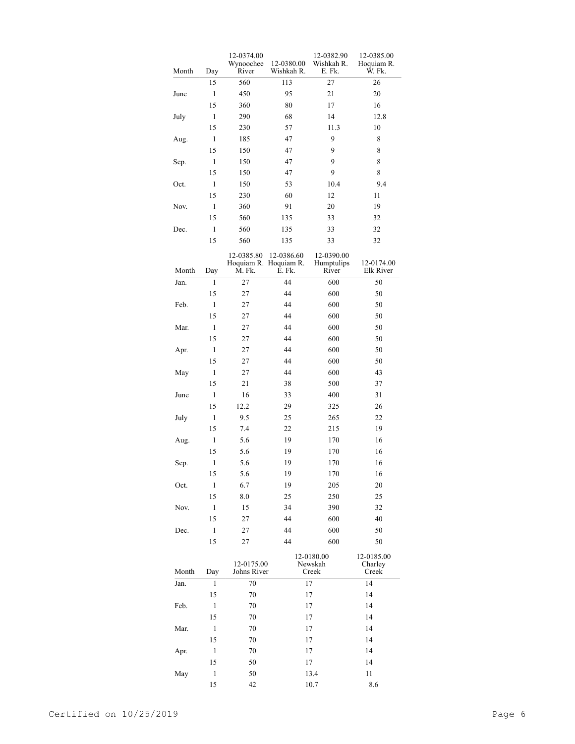| Month | Day | 12-0374.00 Wynoochee River | 12-0380.00 Wishkah R. | 12-0382.90 Wishkah R. E. Fk. | 12-0385.00 Hoquiam R. W. Fk. |
|---|---|---|---|---|---|
| | 15 | 560 | 113 | 27 | 26 |
| June | 1 | 450 | 95 | 21 | 20 |
| | 15 | 360 | 80 | 17 | 16 |
| July | 1 | 290 | 68 | 14 | 12.8 |
| | 15 | 230 | 57 | 11.3 | 10 |
| Aug. | 1 | 185 | 47 | 9 | 8 |
| | 15 | 150 | 47 | 9 | 8 |
| Sep. | 1 | 150 | 47 | 9 | 8 |
| | 15 | 150 | 47 | 9 | 8 |
| Oct. | 1 | 150 | 53 | 10.4 | 9.4 |
| | 15 | 230 | 60 | 12 | 11 |
| Nov. | 1 | 360 | 91 | 20 | 19 |
| | 15 | 560 | 135 | 33 | 32 |
| Dec. | 1 | 560 | 135 | 33 | 32 |
| | 15 | 560 | 135 | 33 | 32 |

| Month | Day | 12-0385.80 Hoquiam R. M. Fk. | 12-0386.60 Hoquiam R. E. Fk. | 12-0390.00 Humptulips River | 12-0174.00 Elk River |
|---|---|---|---|---|---|
| Jan. | 1 | 27 | 44 | 600 | 50 |
| | 15 | 27 | 44 | 600 | 50 |
| Feb. | 1 | 27 | 44 | 600 | 50 |
| | 15 | 27 | 44 | 600 | 50 |
| Mar. | 1 | 27 | 44 | 600 | 50 |
| | 15 | 27 | 44 | 600 | 50 |
| Apr. | 1 | 27 | 44 | 600 | 50 |
| | 15 | 27 | 44 | 600 | 50 |
| May | 1 | 27 | 44 | 600 | 43 |
| | 15 | 21 | 38 | 500 | 37 |
| June | 1 | 16 | 33 | 400 | 31 |
| | 15 | 12.2 | 29 | 325 | 26 |
| July | 1 | 9.5 | 25 | 265 | 22 |
| | 15 | 7.4 | 22 | 215 | 19 |
| Aug. | 1 | 5.6 | 19 | 170 | 16 |
| | 15 | 5.6 | 19 | 170 | 16 |
| Sep. | 1 | 5.6 | 19 | 170 | 16 |
| | 15 | 5.6 | 19 | 170 | 16 |
| Oct. | 1 | 6.7 | 19 | 205 | 20 |
| | 15 | 8.0 | 25 | 250 | 25 |
| Nov. | 1 | 15 | 34 | 390 | 32 |
| | 15 | 27 | 44 | 600 | 40 |
| Dec. | 1 | 27 | 44 | 600 | 50 |
| | 15 | 27 | 44 | 600 | 50 |

| Month | Day | 12-0175.00 Johns River | 12-0180.00 Newskah Creek | 12-0185.00 Charley Creek |
|---|---|---|---|---|
| Jan. | 1 | 70 | 17 | 14 |
| | 15 | 70 | 17 | 14 |
| Feb. | 1 | 70 | 17 | 14 |
| | 15 | 70 | 17 | 14 |
| Mar. | 1 | 70 | 17 | 14 |
| | 15 | 70 | 17 | 14 |
| Apr. | 1 | 70 | 17 | 14 |
| | 15 | 50 | 17 | 14 |
| May | 1 | 50 | 13.4 | 11 |
| | 15 | 42 | 10.7 | 8.6 |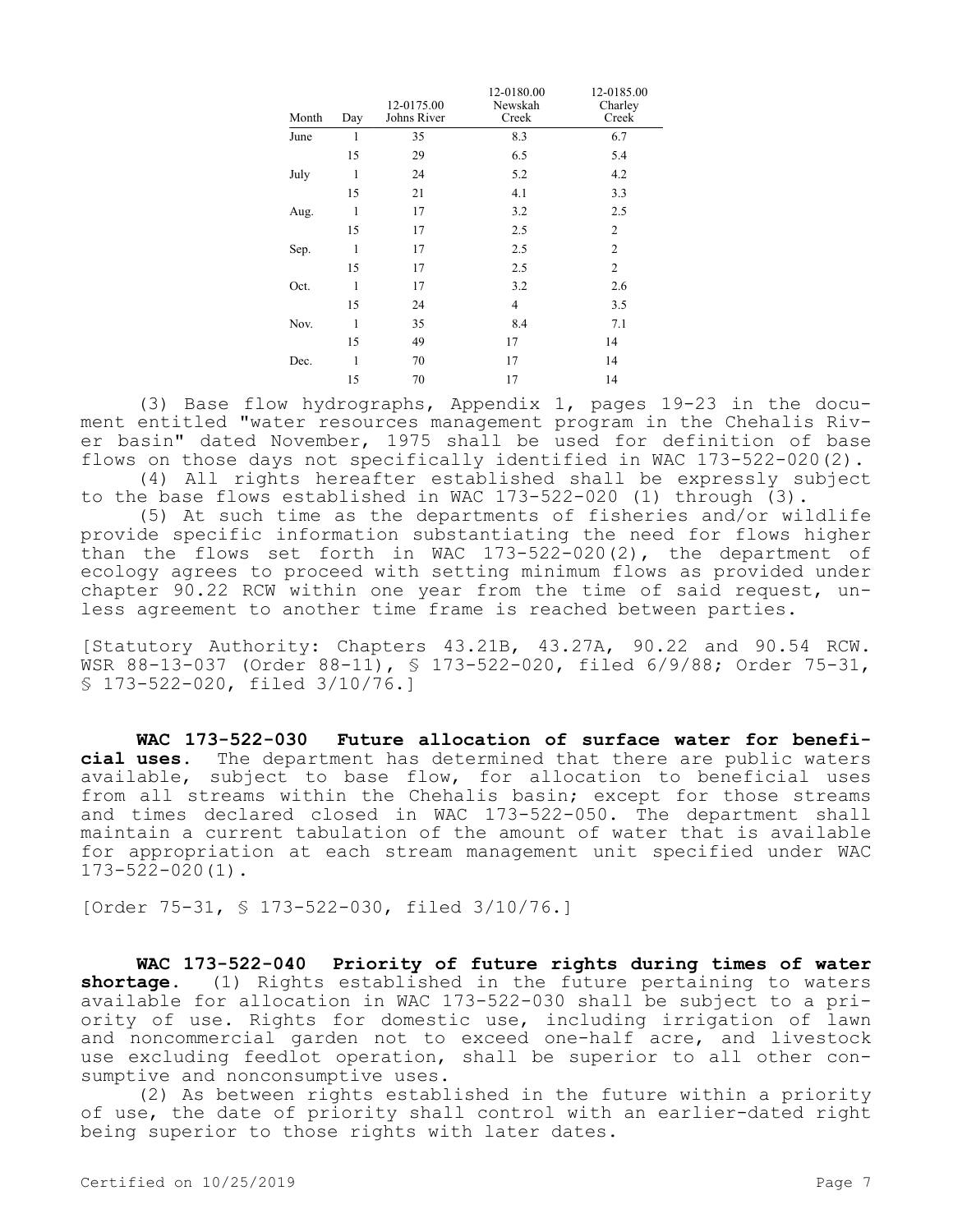| Month | Day | 12-0175.00 Johns River | 12-0180.00 Newskah Creek | 12-0185.00 Charley Creek |
|---|---|---|---|---|
| June | 1 | 35 | 8.3 | 6.7 |
| | 15 | 29 | 6.5 | 5.4 |
| July | 1 | 24 | 5.2 | 4.2 |
| | 15 | 21 | 4.1 | 3.3 |
| Aug. | 1 | 17 | 3.2 | 2.5 |
| | 15 | 17 | 2.5 | 2 |
| Sep. | 1 | 17 | 2.5 | 2 |
| | 15 | 17 | 2.5 | 2 |
| Oct. | 1 | 17 | 3.2 | 2.6 |
| | 15 | 24 | 4 | 3.5 |
| Nov. | 1 | 35 | 8.4 | 7.1 |
| | 15 | 49 | 17 | 14 |
| Dec. | 1 | 70 | 17 | 14 |
| | 15 | 70 | 17 | 14 |

(3) Base flow hydrographs, Appendix 1, pages 19-23 in the document entitled "water resources management program in the Chehalis River basin" dated November, 1975 shall be used for definition of base flows on those days not specifically identified in WAC 173-522-020(2).

(4) All rights hereafter established shall be expressly subject to the base flows established in WAC 173-522-020 (1) through (3).

(5) At such time as the departments of fisheries and/or wildlife provide specific information substantiating the need for flows higher than the flows set forth in WAC 173-522-020(2), the department of ecology agrees to proceed with setting minimum flows as provided under chapter 90.22 RCW within one year from the time of said request, unless agreement to another time frame is reached between parties.

[Statutory Authority: Chapters 43.21B, 43.27A, 90.22 and 90.54 RCW. WSR 88-13-037 (Order 88-11), § 173-522-020, filed 6/9/88; Order 75-31, § 173-522-020, filed 3/10/76.]

**WAC 173-522-030 Future allocation of surface water for beneficial uses.** The department has determined that there are public waters available, subject to base flow, for allocation to beneficial uses from all streams within the Chehalis basin; except for those streams and times declared closed in WAC 173-522-050. The department shall maintain a current tabulation of the amount of water that is available for appropriation at each stream management unit specified under WAC 173-522-020(1).

[Order 75-31, § 173-522-030, filed 3/10/76.]

**WAC 173-522-040 Priority of future rights during times of water shortage.** (1) Rights established in the future pertaining to waters available for allocation in WAC 173-522-030 shall be subject to a priority of use. Rights for domestic use, including irrigation of lawn and noncommercial garden not to exceed one-half acre, and livestock use excluding feedlot operation, shall be superior to all other consumptive and nonconsumptive uses.

(2) As between rights established in the future within a priority of use, the date of priority shall control with an earlier-dated right being superior to those rights with later dates.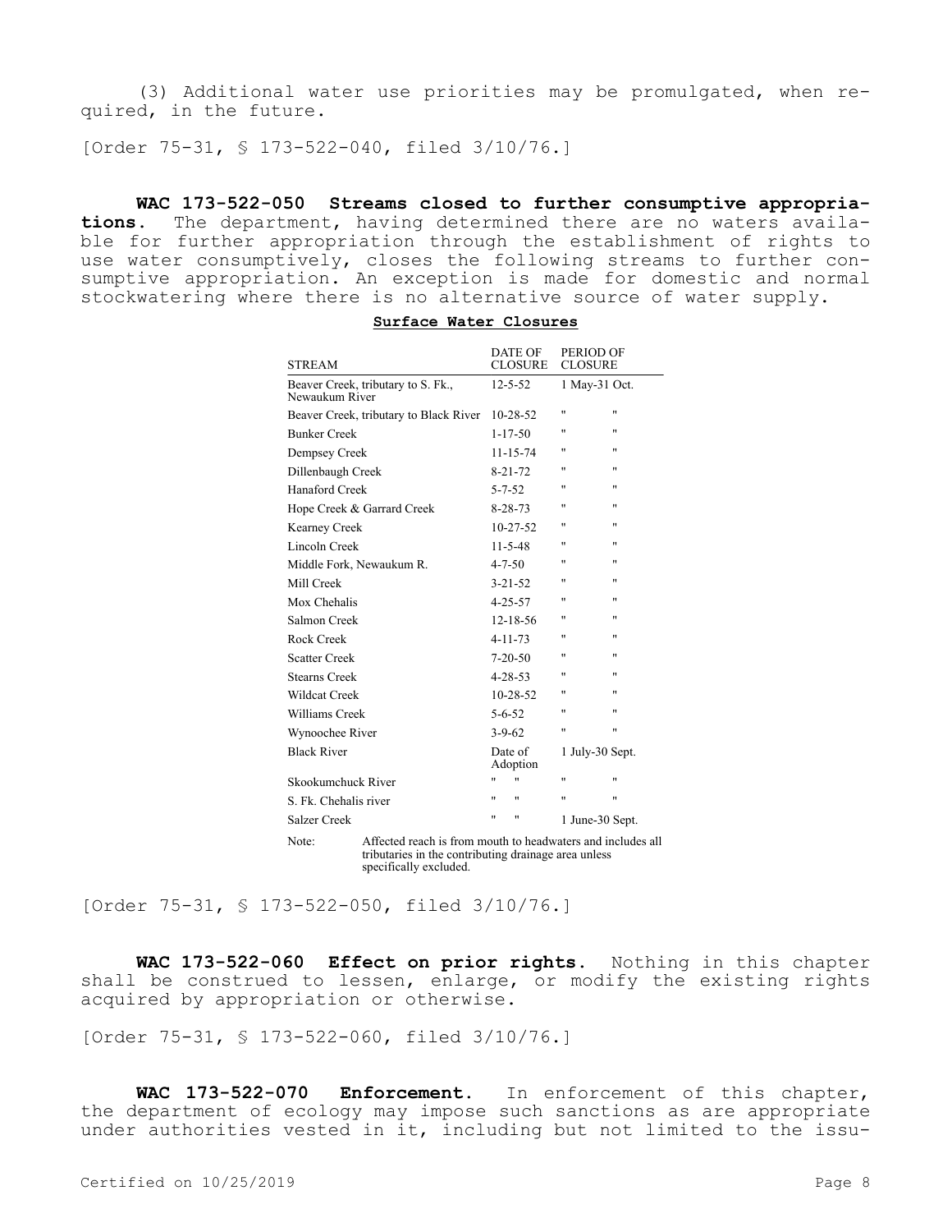(3) Additional water use priorities may be promulgated, when required, in the future.

[Order 75-31, § 173-522-040, filed 3/10/76.]

**WAC 173-522-050 Streams closed to further consumptive appropriations.** The department, having determined there are no waters available for further appropriation through the establishment of rights to use water consumptively, closes the following streams to further consumptive appropriation. An exception is made for domestic and normal stockwatering where there is no alternative source of water supply.

**Surface Water Closures**

| STREAM | DATE OF CLOSURE | PERIOD OF CLOSURE |
|---|---|---|
| Beaver Creek, tributary to S. Fk., Newaukum River | 12-5-52 | 1 May-31 Oct. |
| Beaver Creek, tributary to Black River | 10-28-52 | " " |
| Bunker Creek | 1-17-50 | " " |
| Dempsey Creek | 11-15-74 | " " |
| Dillenbaugh Creek | 8-21-72 | " " |
| Hanaford Creek | 5-7-52 | " " |
| Hope Creek & Garrard Creek | 8-28-73 | " " |
| Kearney Creek | 10-27-52 | " " |
| Lincoln Creek | 11-5-48 | " " |
| Middle Fork, Newaukum R. | 4-7-50 | " " |
| Mill Creek | 3-21-52 | " " |
| Mox Chehalis | 4-25-57 | " " |
| Salmon Creek | 12-18-56 | " " |
| Rock Creek | 4-11-73 | " " |
| Scatter Creek | 7-20-50 | " " |
| Stearns Creek | 4-28-53 | " " |
| Wildcat Creek | 10-28-52 | " " |
| Williams Creek | 5-6-52 | " " |
| Wynoochee River | 3-9-62 | " " |
| Black River | Date of Adoption | 1 July-30 Sept. |
| Skookumchuck River | " " | " " |
| S. Fk. Chehalis river | " " | " " |
| Salzer Creek | " " | 1 June-30 Sept. |

Note: Affected reach is from mouth to headwaters and includes all tributaries in the contributing drainage area unless specifically excluded.

[Order 75-31, § 173-522-050, filed 3/10/76.]

**WAC 173-522-060 Effect on prior rights.** Nothing in this chapter shall be construed to lessen, enlarge, or modify the existing rights acquired by appropriation or otherwise.

[Order 75-31, § 173-522-060, filed 3/10/76.]

**WAC 173-522-070 Enforcement.** In enforcement of this chapter, the department of ecology may impose such sanctions as are appropriate under authorities vested in it, including but not limited to the issu-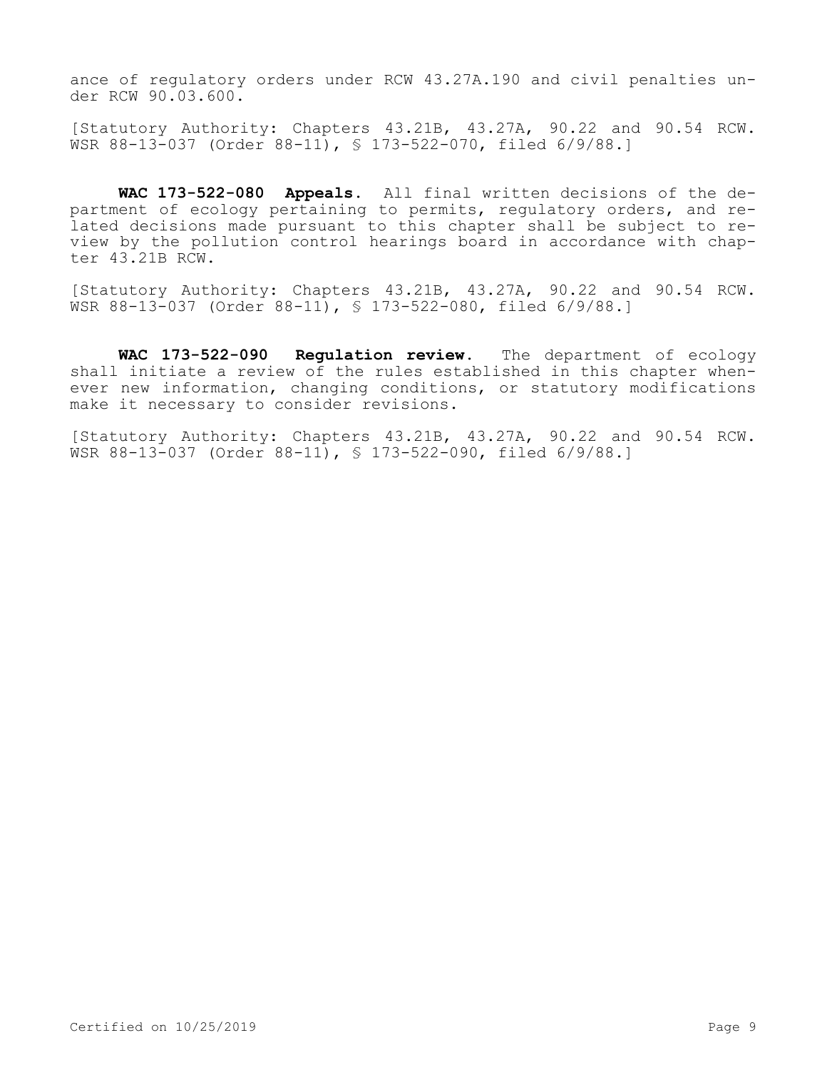ance of regulatory orders under RCW 43.27A.190 and civil penalties under RCW 90.03.600.

[Statutory Authority: Chapters 43.21B, 43.27A, 90.22 and 90.54 RCW. WSR 88-13-037 (Order 88-11), § 173-522-070, filed 6/9/88.]

**WAC 173-522-080 Appeals.** All final written decisions of the department of ecology pertaining to permits, regulatory orders, and related decisions made pursuant to this chapter shall be subject to review by the pollution control hearings board in accordance with chapter 43.21B RCW.

[Statutory Authority: Chapters 43.21B, 43.27A, 90.22 and 90.54 RCW. WSR 88-13-037 (Order 88-11), § 173-522-080, filed 6/9/88.]

**WAC 173-522-090 Regulation review.** The department of ecology shall initiate a review of the rules established in this chapter whenever new information, changing conditions, or statutory modifications make it necessary to consider revisions.

[Statutory Authority: Chapters 43.21B, 43.27A, 90.22 and 90.54 RCW. WSR 88-13-037 (Order 88-11), § 173-522-090, filed 6/9/88.]